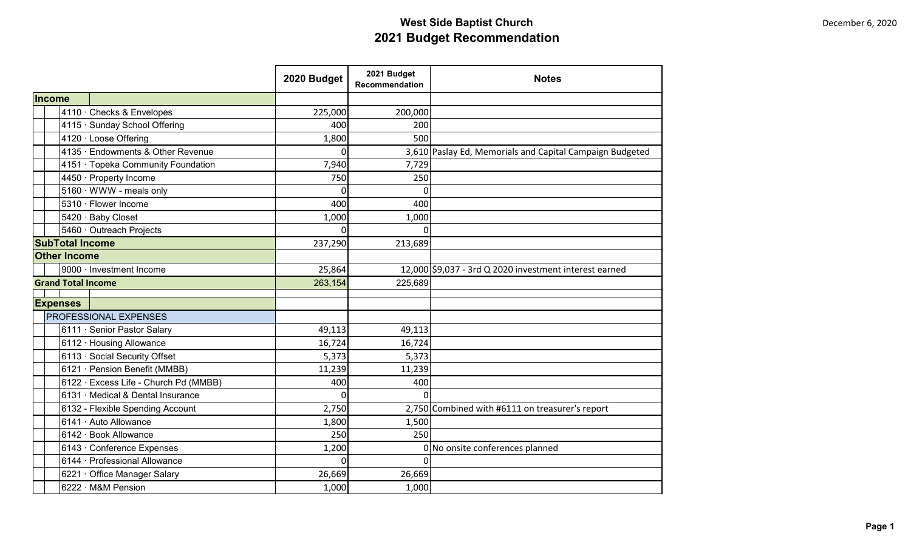# West Side Baptist Church
## 2021 Budget Recommendation

December 6, 2020

| | 2020 Budget | 2021 Budget Recommendation | Notes |
|---|---|---|---|
| **Income** | | | |
| 4110 · Checks & Envelopes | 225,000 | 200,000 | |
| 4115 · Sunday School Offering | 400 | 200 | |
| 4120 · Loose Offering | 1,800 | 500 | |
| 4135 · Endowments & Other Revenue | 0 | 3,610 | Paslay Ed, Memorials and Capital Campaign Budgeted |
| 4151 · Topeka Community Foundation | 7,940 | 7,729 | |
| 4450 · Property Income | 750 | 250 | |
| 5160 · WWW - meals only | 0 | 0 | |
| 5310 · Flower Income | 400 | 400 | |
| 5420 · Baby Closet | 1,000 | 1,000 | |
| 5460 · Outreach Projects | 0 | 0 | |
| **SubTotal Income** | 237,290 | 213,689 | |
| **Other Income** | | | |
| 9000 · Investment Income | 25,864 | 12,000 | $9,037 - 3rd Q 2020 investment interest earned |
| **Grand Total Income** | 263,154 | 225,689 | |
| | | | |
| **Expenses** | | | |
| PROFESSIONAL EXPENSES | | | |
| 6111 · Senior Pastor Salary | 49,113 | 49,113 | |
| 6112 · Housing Allowance | 16,724 | 16,724 | |
| 6113 · Social Security Offset | 5,373 | 5,373 | |
| 6121 · Pension Benefit (MMBB) | 11,239 | 11,239 | |
| 6122 · Excess Life - Church Pd (MMBB) | 400 | 400 | |
| 6131 · Medical & Dental Insurance | 0 | 0 | |
| 6132 - Flexible Spending Account | 2,750 | 2,750 | Combined with #6111 on treasurer's report |
| 6141 · Auto Allowance | 1,800 | 1,500 | |
| 6142 · Book Allowance | 250 | 250 | |
| 6143 · Conference Expenses | 1,200 | 0 | No onsite conferences planned |
| 6144 · Professional Allowance | 0 | 0 | |
| 6221 · Office Manager Salary | 26,669 | 26,669 | |
| 6222 · M&M Pension | 1,000 | 1,000 | |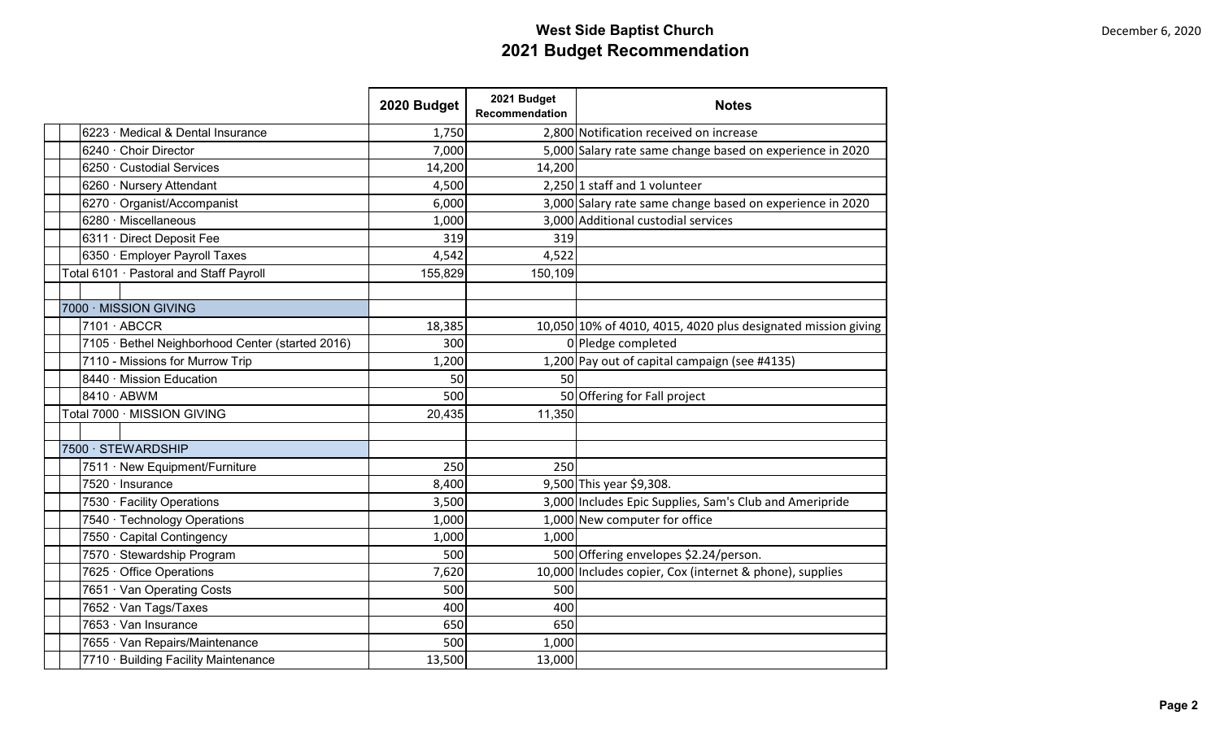# West Side Baptist Church
## 2021 Budget Recommendation

December 6, 2020

| | 2020 Budget | 2021 Budget Recommendation | Notes |
|---|---|---|---|
| 6223 · Medical & Dental Insurance | 1,750 | 2,800 | Notification received on increase |
| 6240 · Choir Director | 7,000 | 5,000 | Salary rate same change based on experience in 2020 |
| 6250 · Custodial Services | 14,200 | 14,200 | |
| 6260 · Nursery Attendant | 4,500 | 2,250 | 1 staff and 1 volunteer |
| 6270 · Organist/Accompanist | 6,000 | 3,000 | Salary rate same change based on experience in 2020 |
| 6280 · Miscellaneous | 1,000 | 3,000 | Additional custodial services |
| 6311 · Direct Deposit Fee | 319 | 319 | |
| 6350 · Employer Payroll Taxes | 4,542 | 4,522 | |
| Total 6101 · Pastoral and Staff Payroll | 155,829 | 150,109 | |
| | | | |
| 7000 · MISSION GIVING | | | |
| 7101 · ABCCR | 18,385 | 10,050 | 10% of 4010, 4015, 4020 plus designated mission giving |
| 7105 · Bethel Neighborhood Center (started 2016) | 300 | 0 | Pledge completed |
| 7110 - Missions for Murrow Trip | 1,200 | 1,200 | Pay out of capital campaign (see #4135) |
| 8440 · Mission Education | 50 | 50 | |
| 8410 · ABWM | 500 | 50 | Offering for Fall project |
| Total 7000 · MISSION GIVING | 20,435 | 11,350 | |
| | | | |
| 7500 · STEWARDSHIP | | | |
| 7511 · New Equipment/Furniture | 250 | 250 | |
| 7520 · Insurance | 8,400 | 9,500 | This year $9,308. |
| 7530 · Facility Operations | 3,500 | 3,000 | Includes Epic Supplies, Sam's Club and Ameripride |
| 7540 · Technology Operations | 1,000 | 1,000 | New computer for office |
| 7550 · Capital Contingency | 1,000 | 1,000 | |
| 7570 · Stewardship Program | 500 | 500 | Offering envelopes $2.24/person. |
| 7625 · Office Operations | 7,620 | 10,000 | Includes copier, Cox (internet & phone), supplies |
| 7651 · Van Operating Costs | 500 | 500 | |
| 7652 · Van Tags/Taxes | 400 | 400 | |
| 7653 · Van Insurance | 650 | 650 | |
| 7655 · Van Repairs/Maintenance | 500 | 1,000 | |
| 7710 · Building Facility Maintenance | 13,500 | 13,000 | |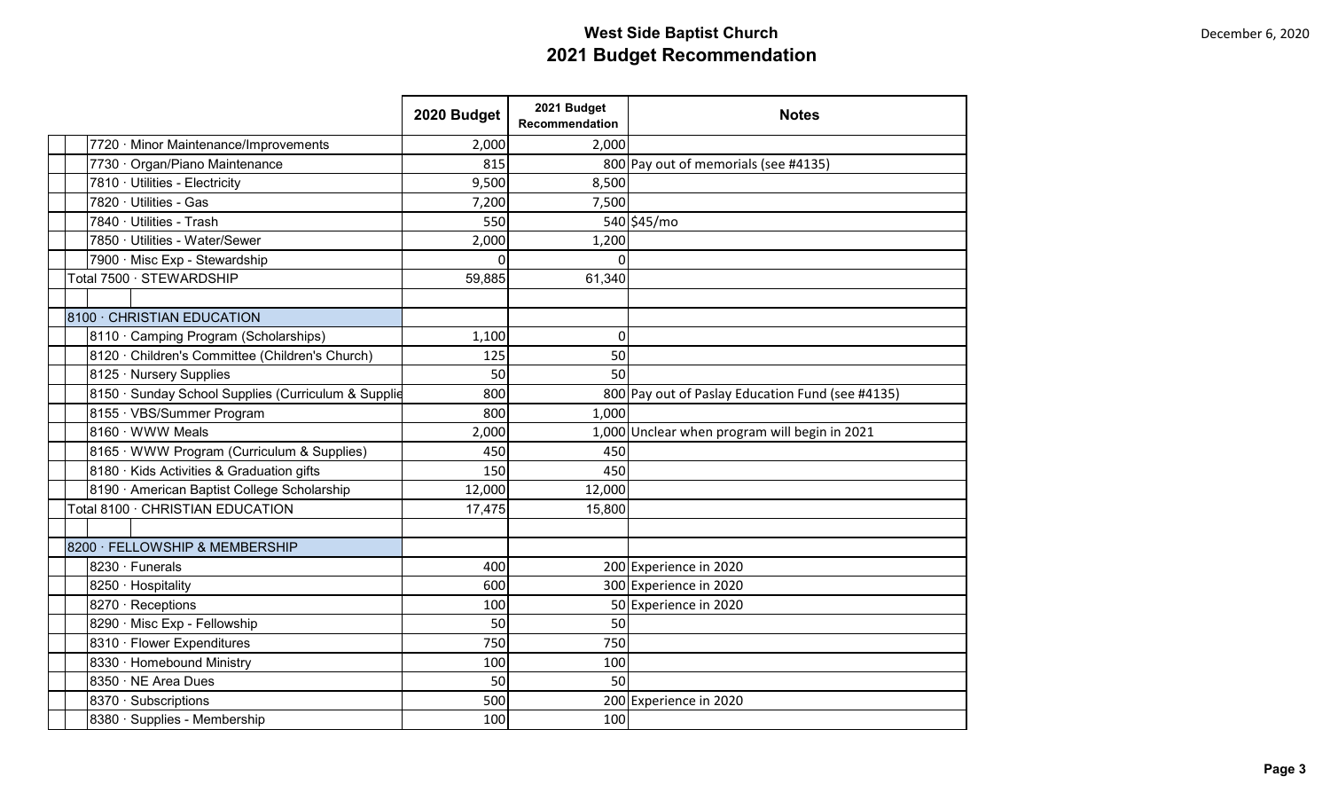# West Side Baptist Church
## 2021 Budget Recommendation

December 6, 2020

| | 2020 Budget | 2021 Budget Recommendation | Notes |
|---|---|---|---|
| 7720 · Minor Maintenance/Improvements | 2,000 | 2,000 | |
| 7730 · Organ/Piano Maintenance | 815 | 800 | Pay out of memorials (see #4135) |
| 7810 · Utilities - Electricity | 9,500 | 8,500 | |
| 7820 · Utilities - Gas | 7,200 | 7,500 | |
| 7840 · Utilities - Trash | 550 | 540 | $45/mo |
| 7850 · Utilities - Water/Sewer | 2,000 | 1,200 | |
| 7900 · Misc Exp - Stewardship | 0 | 0 | |
| Total 7500 · STEWARDSHIP | 59,885 | 61,340 | |
| | | | |
| 8100 · CHRISTIAN EDUCATION | | | |
| 8110 · Camping Program (Scholarships) | 1,100 | 0 | |
| 8120 · Children's Committee (Children's Church) | 125 | 50 | |
| 8125 · Nursery Supplies | 50 | 50 | |
| 8150 · Sunday School Supplies (Curriculum & Supplie | 800 | 800 | Pay out of Paslay Education Fund (see #4135) |
| 8155 · VBS/Summer Program | 800 | 1,000 | |
| 8160 · WWW Meals | 2,000 | 1,000 | Unclear when program will begin in 2021 |
| 8165 · WWW Program (Curriculum & Supplies) | 450 | 450 | |
| 8180 · Kids Activities & Graduation gifts | 150 | 450 | |
| 8190 · American Baptist College Scholarship | 12,000 | 12,000 | |
| Total 8100 · CHRISTIAN EDUCATION | 17,475 | 15,800 | |
| | | | |
| 8200 · FELLOWSHIP & MEMBERSHIP | | | |
| 8230 · Funerals | 400 | 200 | Experience in 2020 |
| 8250 · Hospitality | 600 | 300 | Experience in 2020 |
| 8270 · Receptions | 100 | 50 | Experience in 2020 |
| 8290 · Misc Exp - Fellowship | 50 | 50 | |
| 8310 · Flower Expenditures | 750 | 750 | |
| 8330 · Homebound Ministry | 100 | 100 | |
| 8350 · NE Area Dues | 50 | 50 | |
| 8370 · Subscriptions | 500 | 200 | Experience in 2020 |
| 8380 · Supplies - Membership | 100 | 100 | |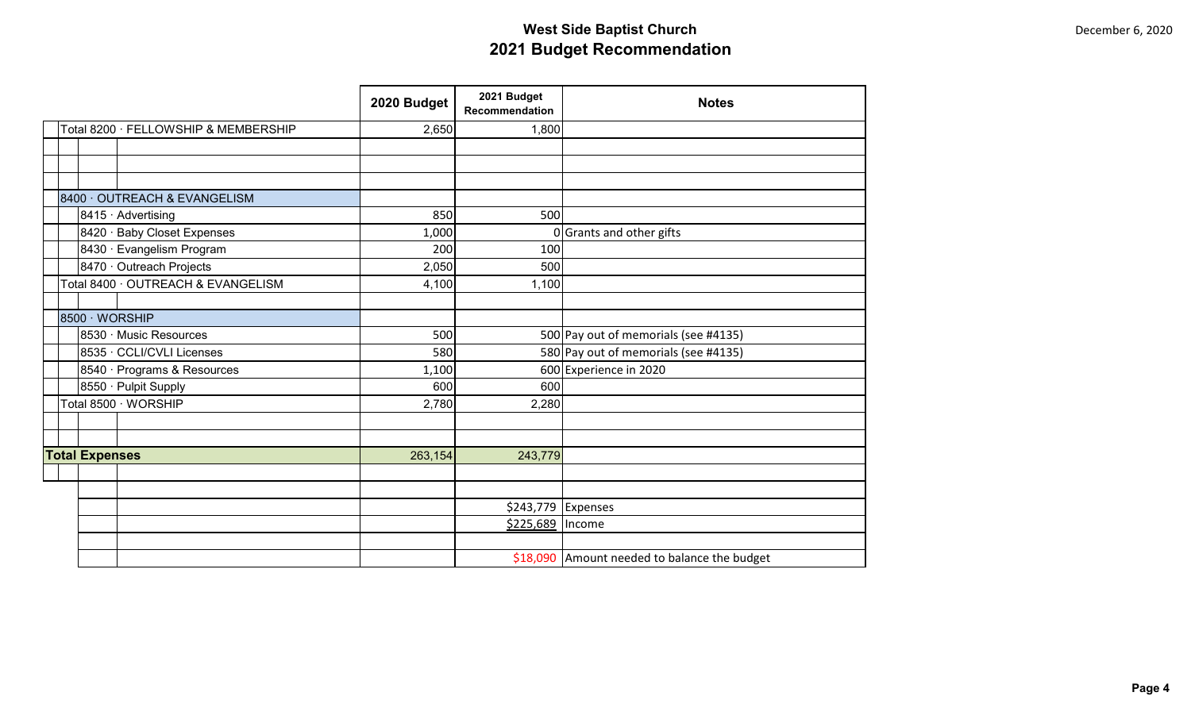# West Side Baptist Church
## 2021 Budget Recommendation

December 6, 2020

| | 2020 Budget | 2021 Budget Recommendation | Notes |
|---|---|---|---|
| Total 8200 · FELLOWSHIP & MEMBERSHIP | 2,650 | 1,800 | |
| | | | |
| | | | |
| | | | |
| 8400 · OUTREACH & EVANGELISM | | | |
| 8415 · Advertising | 850 | 500 | |
| 8420 · Baby Closet Expenses | 1,000 | 0 | Grants and other gifts |
| 8430 · Evangelism Program | 200 | 100 | |
| 8470 · Outreach Projects | 2,050 | 500 | |
| Total 8400 · OUTREACH & EVANGELISM | 4,100 | 1,100 | |
| | | | |
| 8500 · WORSHIP | | | |
| 8530 · Music Resources | 500 | 500 | Pay out of memorials (see #4135) |
| 8535 · CCLI/CVLI Licenses | 580 | 580 | Pay out of memorials (see #4135) |
| 8540 · Programs & Resources | 1,100 | 600 | Experience in 2020 |
| 8550 · Pulpit Supply | 600 | 600 | |
| Total 8500 · WORSHIP | 2,780 | 2,280 | |
| | | | |
| | | | |
| **Total Expenses** | 263,154 | 243,779 | |
| | | | |
| | | | |
| | | $243,779 | Expenses |
| | | $225,689 | Income |
| | | | |
| | | $18,090 | Amount needed to balance the budget |